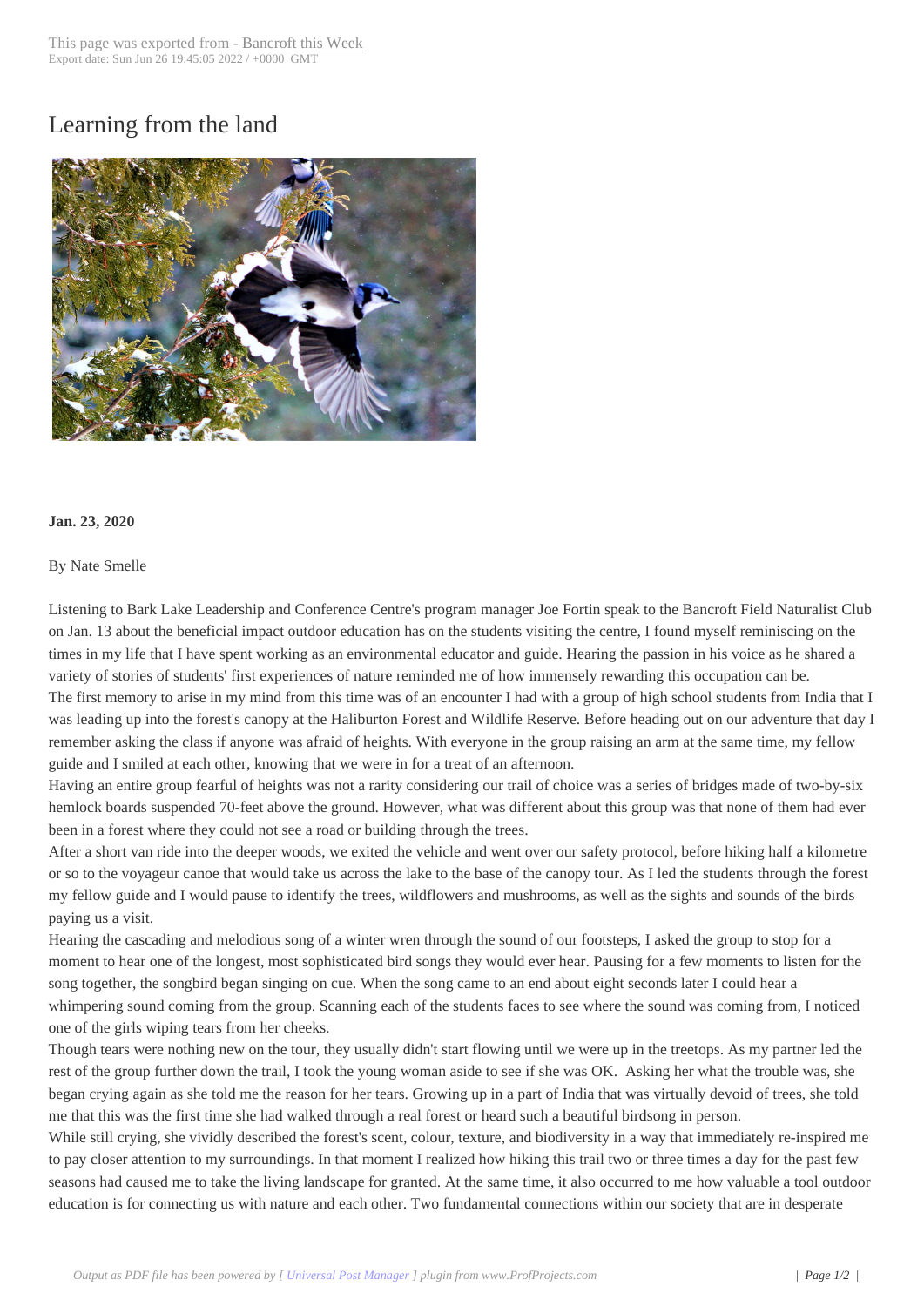# Learning from the land

**Jan. 23, 2020**

By Nate Smelle

Listening to Bark Lake Leadership and Conference Centre's program manager Joe Fortin speak to the Bancroft Field Naturalist Club on Jan. 13 about the beneficial impact outdoor education has on the students visiting the centre, I found myself reminiscing on the times in my life that I have spent working as an environmental educator and guide. Hearing the passion in his voice as he shared a variety of stories of students' first experiences of nature reminded me of how immensely rewarding this occupation can be.

The first memory to arise in my mind from this time was of an encounter I had with a group of high school students from India that I was leading up into the forest's canopy at the Haliburton Forest and Wildlife Reserve. Before heading out on our adventure that day I remember asking the class if anyone was afraid of heights. With everyone in the group raising an arm at the same time, my fellow guide and I smiled at each other, knowing that we were in for a treat of an afternoon.

Having an entire group fearful of heights was not a rarity considering our trail of choice was a series of bridges made of two-by-six hemlock boards suspended 70-feet above the ground. However, what was different about this group was that none of them had ever been in a forest where they could not see a road or building through the trees.

After a short van ride into the deeper woods, we exited the vehicle and went over our safety protocol, before hiking half a kilometre or so to the voyageur canoe that would take us across the lake to the base of the canopy tour. As I led the students through the forest my fellow guide and I would pause to identify the trees, wildflowers and mushrooms, as well as the sights and sounds of the birds paying us a visit.

Hearing the cascading and melodious song of a winter wren through the sound of our footsteps, I asked the group to stop for a moment to hear one of the longest, most sophisticated bird songs they would ever hear. Pausing for a few moments to listen for the song together, the songbird began singing on cue. When the song came to an end about eight seconds later I could hear a whimpering sound coming from the group. Scanning each of the students faces to see where the sound was coming from, I noticed one of the girls wiping tears from her cheeks.

Though tears were nothing new on the tour, they usually didn't start flowing until we were up in the treetops. As my partner led the rest of the group further down the trail, I took the young woman aside to see if she was OK. Asking her what the trouble was, she began crying again as she told me the reason for her tears. Growing up in a part of India that was virtually devoid of trees, she told me that this was the first time she had walked through a real forest or heard such a beautiful birdsong in person.

While still crying, she vividly described the forest's scent, colour, texture, and biodiversity in a way that immediately re-inspired me to pay closer attention to my surroundings. In that moment I realized how hiking this trail two or three times a day for the past few seasons had caused me to take the living landscape for granted. At the same time, it also occurred to me how valuable a tool outdoor education is for connecting us with nature and each other. Two fundamental connections within our society that are in desperate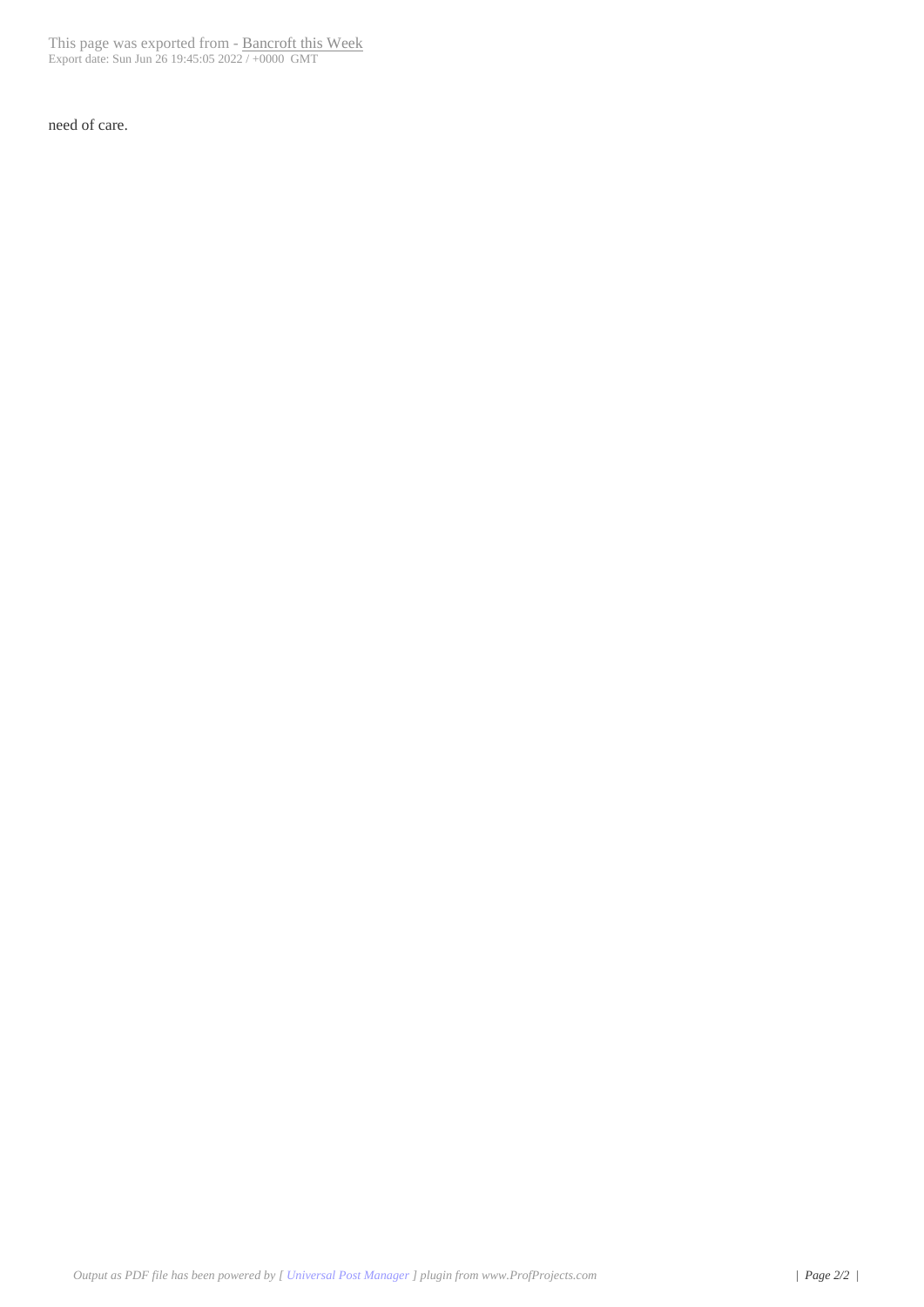need of care.